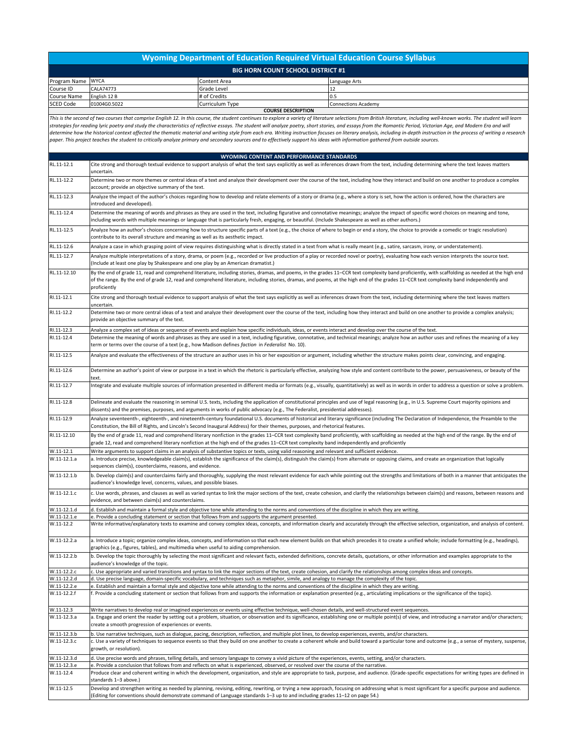# Wyoming Department of Education Required Virtual Education Course Syllabus

## BIG HORN COUNT SCHOOL DISTRICT #1

| | | | |
|---|---|---|---|
| Program Name | WYCA | Content Area | Language Arts |
| Course ID | CALA74773 | Grade Level | 12 |
| Course Name | English 12 B | # of Credits | 0.5 |
| SCED Code | 01004G0.5022 | Curriculum Type | Connections Academy |

### COURSE DESCRIPTION

*This is the second of two courses that comprise English 12. In this course, the student continues to explore a variety of literature selections from British literature, including well-known works. The student will learn strategies for reading lyric poetry and study the characteristics of reflective essays. The student will analyze poetry, short stories, and essays from the Romantic Period, Victorian Age, and Modern Era and will determine how the historical context affected the thematic material and writing style from each era. Writing instruction focuses on literary analysis, including in-depth instruction in the process of writing a research paper. This project teaches the student to critically analyze primary and secondary sources and to effectively support his ideas with information gathered from outside sources.*

### WYOMING CONTENT AND PERFORMANCE STANDARDS

| Standard | Description |
|---|---|
| RL.11-12.1 | Cite strong and thorough textual evidence to support analysis of what the text says explicitly as well as inferences drawn from the text, including determining where the text leaves matters uncertain. |
| RL.11-12.2 | Determine two or more themes or central ideas of a text and analyze their development over the course of the text, including how they interact and build on one another to produce a complex account; provide an objective summary of the text. |
| RL.11-12.3 | Analyze the impact of the author's choices regarding how to develop and relate elements of a story or drama (e.g., where a story is set, how the action is ordered, how the characters are introduced and developed). |
| RL.11-12.4 | Determine the meaning of words and phrases as they are used in the text, including figurative and connotative meanings; analyze the impact of specific word choices on meaning and tone, including words with multiple meanings or language that is particularly fresh, engaging, or beautiful. (Include Shakespeare as well as other authors.) |
| RL.11-12.5 | Analyze how an author's choices concerning how to structure specific parts of a text (e.g., the choice of where to begin or end a story, the choice to provide a comedic or tragic resolution) contribute to its overall structure and meaning as well as its aesthetic impact. |
| RL.11-12.6 | Analyze a case in which grasping point of view requires distinguishing what is directly stated in a text from what is really meant (e.g., satire, sarcasm, irony, or understatement). |
| RL.11-12.7 | Analyze multiple interpretations of a story, drama, or poem (e.g., recorded or live production of a play or recorded novel or poetry), evaluating how each version interprets the source text. (Include at least one play by Shakespeare and one play by an American dramatist.) |
| RL.11-12.10 | By the end of grade 11, read and comprehend literature, including stories, dramas, and poems, in the grades 11–CCR text complexity band proficiently, with scaffolding as needed at the high end of the range. By the end of grade 12, read and comprehend literature, including stories, dramas, and poems, at the high end of the grades 11–CCR text complexity band independently and proficiently |
| RI.11-12.1 | Cite strong and thorough textual evidence to support analysis of what the text says explicitly as well as inferences drawn from the text, including determining where the text leaves matters uncertain. |
| RI.11-12.2 | Determine two or more central ideas of a text and analyze their development over the course of the text, including how they interact and build on one another to provide a complex analysis; provide an objective summary of the text. |
| RI.11-12.3 | Analyze a complex set of ideas or sequence of events and explain how specific individuals, ideas, or events interact and develop over the course of the text. |
| RI.11-12.4 | Determine the meaning of words and phrases as they are used in a text, including figurative, connotative, and technical meanings; analyze how an author uses and refines the meaning of a key term or terms over the course of a text (e.g., how Madison defines *faction* in *Federalist* No. 10). |
| RI.11-12.5 | Analyze and evaluate the effectiveness of the structure an author uses in his or her exposition or argument, including whether the structure makes points clear, convincing, and engaging. |
| RI.11-12.6 | Determine an author's point of view or purpose in a text in which the rhetoric is particularly effective, analyzing how style and content contribute to the power, persuasiveness, or beauty of the text. |
| RI.11-12.7 | Integrate and evaluate multiple sources of information presented in different media or formats (e.g., visually, quantitatively) as well as in words in order to address a question or solve a problem. |
| RI.11-12.8 | Delineate and evaluate the reasoning in seminal U.S. texts, including the application of constitutional principles and use of legal reasoning (e.g., in U.S. Supreme Court majority opinions and dissents) and the premises, purposes, and arguments in works of public advocacy (e.g., The Federalist, presidential addresses). |
| RI.11-12.9 | Analyze seventeenth-, eighteenth-, and nineteenth-century foundational U.S. documents of historical and literary significance (including The Declaration of Independence, the Preamble to the Constitution, the Bill of Rights, and Lincoln's Second Inaugural Address) for their themes, purposes, and rhetorical features. |
| RI.11-12.10 | By the end of grade 11, read and comprehend literary nonfiction in the grades 11–CCR text complexity band proficiently, with scaffolding as needed at the high end of the range. By the end of grade 12, read and comprehend literary nonfiction at the high end of the grades 11–CCR text complexity band independently and proficiently |
| W.11-12.1 | Write arguments to support claims in an analysis of substantive topics or texts, using valid reasoning and relevant and sufficient evidence. |
| W.11-12.1.a | a. Introduce precise, knowledgeable claim(s), establish the significance of the claim(s), distinguish the claim(s) from alternate or opposing claims, and create an organization that logically sequences claim(s), counterclaims, reasons, and evidence. |
| W.11-12.1.b | b. Develop claim(s) and counterclaims fairly and thoroughly, supplying the most relevant evidence for each while pointing out the strengths and limitations of both in a manner that anticipates the audience's knowledge level, concerns, values, and possible biases. |
| W.11-12.1.c | c. Use words, phrases, and clauses as well as varied syntax to link the major sections of the text, create cohesion, and clarify the relationships between claim(s) and reasons, between reasons and evidence, and between claim(s) and counterclaims. |
| W.11-12.1.d | d. Establish and maintain a formal style and objective tone while attending to the norms and conventions of the discipline in which they are writing. |
| W.11-12.1.e | e. Provide a concluding statement or section that follows from and supports the argument presented. |
| W.11-12.2 | Write informative/explanatory texts to examine and convey complex ideas, concepts, and information clearly and accurately through the effective selection, organization, and analysis of content. |
| W.11-12.2.a | a. Introduce a topic; organize complex ideas, concepts, and information so that each new element builds on that which precedes it to create a unified whole; include formatting (e.g., headings), graphics (e.g., figures, tables), and multimedia when useful to aiding comprehension. |
| W.11-12.2.b | b. Develop the topic thoroughly by selecting the most significant and relevant facts, extended definitions, concrete details, quotations, or other information and examples appropriate to the audience's knowledge of the topic. |
| W.11-12.2.c | c. Use appropriate and varied transitions and syntax to link the major sections of the text, create cohesion, and clarify the relationships among complex ideas and concepts. |
| W.11-12.2.d | d. Use precise language, domain-specific vocabulary, and techniques such as metaphor, simile, and analogy to manage the complexity of the topic. |
| W.11-12.2.e | e. Establish and maintain a formal style and objective tone while attending to the norms and conventions of the discipline in which they are writing. |
| W.11-12.2.f | f. Provide a concluding statement or section that follows from and supports the information or explanation presented (e.g., articulating implications or the significance of the topic). |
| W.11-12.3 | Write narratives to develop real or imagined experiences or events using effective technique, well-chosen details, and well-structured event sequences. |
| W.11-12.3.a | a. Engage and orient the reader by setting out a problem, situation, or observation and its significance, establishing one or multiple point(s) of view, and introducing a narrator and/or characters; create a smooth progression of experiences or events. |
| W.11-12.3.b | b. Use narrative techniques, such as dialogue, pacing, description, reflection, and multiple plot lines, to develop experiences, events, and/or characters. |
| W.11-12.3.c | c. Use a variety of techniques to sequence events so that they build on one another to create a coherent whole and build toward a particular tone and outcome (e.g., a sense of mystery, suspense, growth, or resolution). |
| W.11-12.3.d | d. Use precise words and phrases, telling details, and sensory language to convey a vivid picture of the experiences, events, setting, and/or characters. |
| W.11-12.3.e | e. Provide a conclusion that follows from and reflects on what is experienced, observed, or resolved over the course of the narrative. |
| W.11-12.4 | Produce clear and coherent writing in which the development, organization, and style are appropriate to task, purpose, and audience. (Grade-specific expectations for writing types are defined in standards 1–3 above.) |
| W.11-12.5 | Develop and strengthen writing as needed by planning, revising, editing, rewriting, or trying a new approach, focusing on addressing what is most significant for a specific purpose and audience. (Editing for conventions should demonstrate command of Language standards 1–3 up to and including grades 11–12 on page 54.) |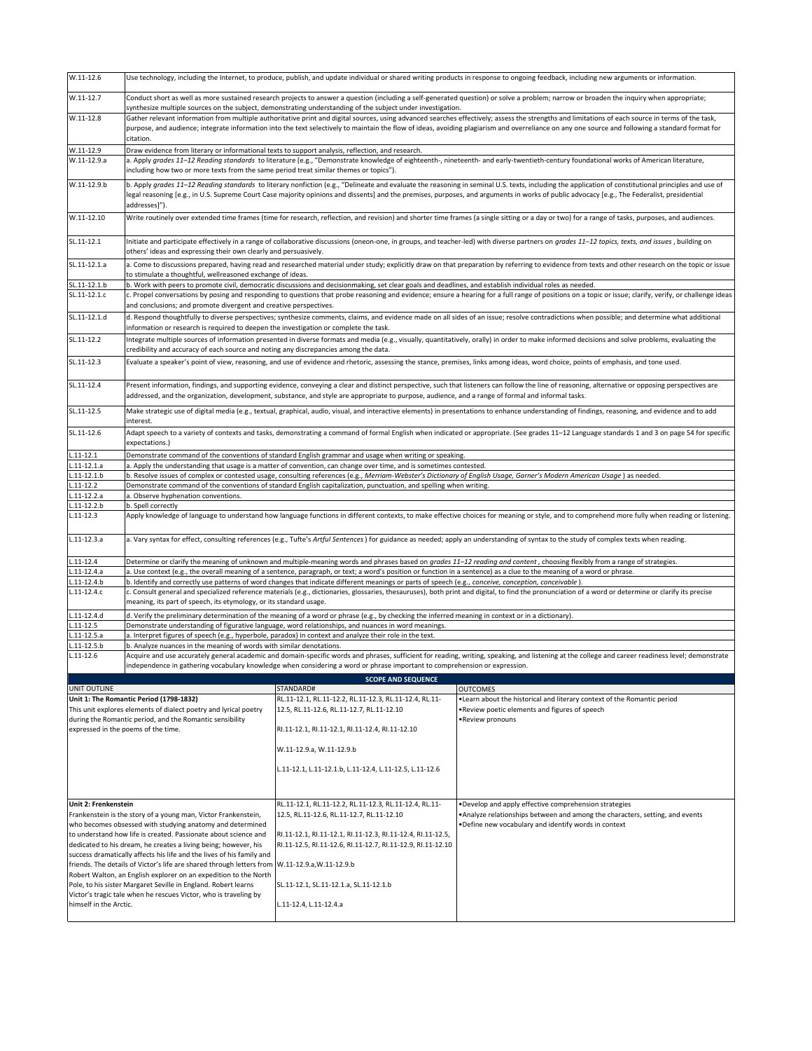| | |
|---|---|
| W.11-12.6 | Use technology, including the Internet, to produce, publish, and update individual or shared writing products in response to ongoing feedback, including new arguments or information. |
| W.11-12.7 | Conduct short as well as more sustained research projects to answer a question (including a self-generated question) or solve a problem; narrow or broaden the inquiry when appropriate; synthesize multiple sources on the subject, demonstrating understanding of the subject under investigation. |
| W.11-12.8 | Gather relevant information from multiple authoritative print and digital sources, using advanced searches effectively; assess the strengths and limitations of each source in terms of the task, purpose, and audience; integrate information into the text selectively to maintain the flow of ideas, avoiding plagiarism and overreliance on any one source and following a standard format for citation. |
| W.11-12.9 | Draw evidence from literary or informational texts to support analysis, reflection, and research. |
| W.11-12.9.a | a. Apply *grades 11–12 Reading standards* to literature (e.g., "Demonstrate knowledge of eighteenth-, nineteenth- and early-twentieth-century foundational works of American literature, including how two or more texts from the same period treat similar themes or topics"). |
| W.11-12.9.b | b. Apply *grades 11–12 Reading standards* to literary nonfiction (e.g., "Delineate and evaluate the reasoning in seminal U.S. texts, including the application of constitutional principles and use of legal reasoning [e.g., in U.S. Supreme Court Case majority opinions and dissents] and the premises, purposes, and arguments in works of public advocacy [e.g., The Federalist, presidential addresses]"). |
| W.11-12.10 | Write routinely over extended time frames (time for research, reflection, and revision) and shorter time frames (a single sitting or a day or two) for a range of tasks, purposes, and audiences. |
| SL.11-12.1 | Initiate and participate effectively in a range of collaborative discussions (oneon-one, in groups, and teacher-led) with diverse partners on *grades 11–12 topics, texts, and issues* , building on others' ideas and expressing their own clearly and persuasively. |
| SL.11-12.1.a | a. Come to discussions prepared, having read and researched material under study; explicitly draw on that preparation by referring to evidence from texts and other research on the topic or issue to stimulate a thoughtful, wellreasoned exchange of ideas. |
| SL.11-12.1.b | b. Work with peers to promote civil, democratic discussions and decisionmaking, set clear goals and deadlines, and establish individual roles as needed. |
| SL.11-12.1.c | c. Propel conversations by posing and responding to questions that probe reasoning and evidence; ensure a hearing for a full range of positions on a topic or issue; clarify, verify, or challenge ideas and conclusions; and promote divergent and creative perspectives. |
| SL.11-12.1.d | d. Respond thoughtfully to diverse perspectives; synthesize comments, claims, and evidence made on all sides of an issue; resolve contradictions when possible; and determine what additional information or research is required to deepen the investigation or complete the task. |
| SL.11-12.2 | Integrate multiple sources of information presented in diverse formats and media (e.g., visually, quantitatively, orally) in order to make informed decisions and solve problems, evaluating the credibility and accuracy of each source and noting any discrepancies among the data. |
| SL.11-12.3 | Evaluate a speaker's point of view, reasoning, and use of evidence and rhetoric, assessing the stance, premises, links among ideas, word choice, points of emphasis, and tone used. |
| SL.11-12.4 | Present information, findings, and supporting evidence, conveying a clear and distinct perspective, such that listeners can follow the line of reasoning, alternative or opposing perspectives are addressed, and the organization, development, substance, and style are appropriate to purpose, audience, and a range of formal and informal tasks. |
| SL.11-12.5 | Make strategic use of digital media (e.g., textual, graphical, audio, visual, and interactive elements) in presentations to enhance understanding of findings, reasoning, and evidence and to add interest. |
| SL.11-12.6 | Adapt speech to a variety of contexts and tasks, demonstrating a command of formal English when indicated or appropriate. (See grades 11–12 Language standards 1 and 3 on page 54 for specific expectations.) |
| L.11-12.1 | Demonstrate command of the conventions of standard English grammar and usage when writing or speaking. |
| L.11-12.1.a | a. Apply the understanding that usage is a matter of convention, can change over time, and is sometimes contested. |
| L.11-12.1.b | b. Resolve issues of complex or contested usage, consulting references (e.g., *Merriam-Webster's Dictionary of English Usage, Garner's Modern American Usage* ) as needed. |
| L.11-12.2 | Demonstrate command of the conventions of standard English capitalization, punctuation, and spelling when writing. |
| L.11-12.2.a | a. Observe hyphenation conventions. |
| L.11-12.2.b | b. Spell correctly |
| L.11-12.3 | Apply knowledge of language to understand how language functions in different contexts, to make effective choices for meaning or style, and to comprehend more fully when reading or listening. |
| L.11-12.3.a | a. Vary syntax for effect, consulting references (e.g., Tufte's *Artful Sentences* ) for guidance as needed; apply an understanding of syntax to the study of complex texts when reading. |
| L.11-12.4 | Determine or clarify the meaning of unknown and multiple-meaning words and phrases based on *grades 11–12 reading and content* , choosing flexibly from a range of strategies. |
| L.11-12.4.a | a. Use context (e.g., the overall meaning of a sentence, paragraph, or text; a word's position or function in a sentence) as a clue to the meaning of a word or phrase. |
| L.11-12.4.b | b. Identify and correctly use patterns of word changes that indicate different meanings or parts of speech (e.g., *conceive, conception, conceivable* ). |
| L.11-12.4.c | c. Consult general and specialized reference materials (e.g., dictionaries, glossaries, thesauruses), both print and digital, to find the pronunciation of a word or determine or clarify its precise meaning, its part of speech, its etymology, or its standard usage. |
| L.11-12.4.d | d. Verify the preliminary determination of the meaning of a word or phrase (e.g., by checking the inferred meaning in context or in a dictionary). |
| L.11-12.5 | Demonstrate understanding of figurative language, word relationships, and nuances in word meanings. |
| L.11-12.5.a | a. Interpret figures of speech (e.g., hyperbole, paradox) in context and analyze their role in the text. |
| L.11-12.5.b | b. Analyze nuances in the meaning of words with similar denotations. |
| L.11-12.6 | Acquire and use accurately general academic and domain-specific words and phrases, sufficient for reading, writing, speaking, and listening at the college and career readiness level; demonstrate independence in gathering vocabulary knowledge when considering a word or phrase important to comprehension or expression. |

## SCOPE AND SEQUENCE

| UNIT OUTLINE | STANDARD# | OUTCOMES |
|---|---|---|
| **Unit 1: The Romantic Period (1798-1832)**<br>This unit explores elements of dialect poetry and lyrical poetry during the Romantic period, and the Romantic sensibility expressed in the poems of the time. | RL.11-12.1, RL.11-12.2, RL.11-12.3, RL.11-12.4, RL.11-12.5, RL.11-12.6, RL.11-12.7, RL.11-12.10<br><br>RI.11-12.1, RI.11-12.1, RI.11-12.4, RI.11-12.10<br><br>W.11-12.9.a, W.11-12.9.b<br><br>L.11-12.1, L.11-12.1.b, L.11-12.4, L.11-12.5, L.11-12.6 | •Learn about the historical and literary context of the Romantic period<br>•Review poetic elements and figures of speech<br>•Review pronouns |
| **Unit 2: Frenkenstein**<br>Frankenstein is the story of a young man, Victor Frankenstein, who becomes obsessed with studying anatomy and determined to understand how life is created. Passionate about science and dedicated to his dream, he creates a living being; however, his success dramatically affects his life and the lives of his family and friends. The details of Victor's life are shared through letters from Robert Walton, an English explorer on an expedition to the North Pole, to his sister Margaret Seville in England. Robert learns Victor's tragic tale when he rescues Victor, who is traveling by himself in the Arctic. | RL.11-12.1, RL.11-12.2, RL.11-12.3, RL.11-12.4, RL.11-12.5, RL.11-12.6, RL.11-12.7, RL.11-12.10<br><br>RI.11-12.1, RI.11-12.1, RI.11-12.3, RI.11-12.4, RI.11-12.5, RI.11-12.5, RI.11-12.6, RI.11-12.7, RI.11-12.9, RI.11-12.10<br><br>W.11-12.9.a,W.11-12.9.b<br><br>SL.11-12.1, SL.11-12.1.a, SL.11-12.1.b<br><br>L.11-12.4, L.11-12.4.a | •Develop and apply effective comprehension strategies<br>•Analyze relationships between and among the characters, setting, and events<br>•Define new vocabulary and identify words in context |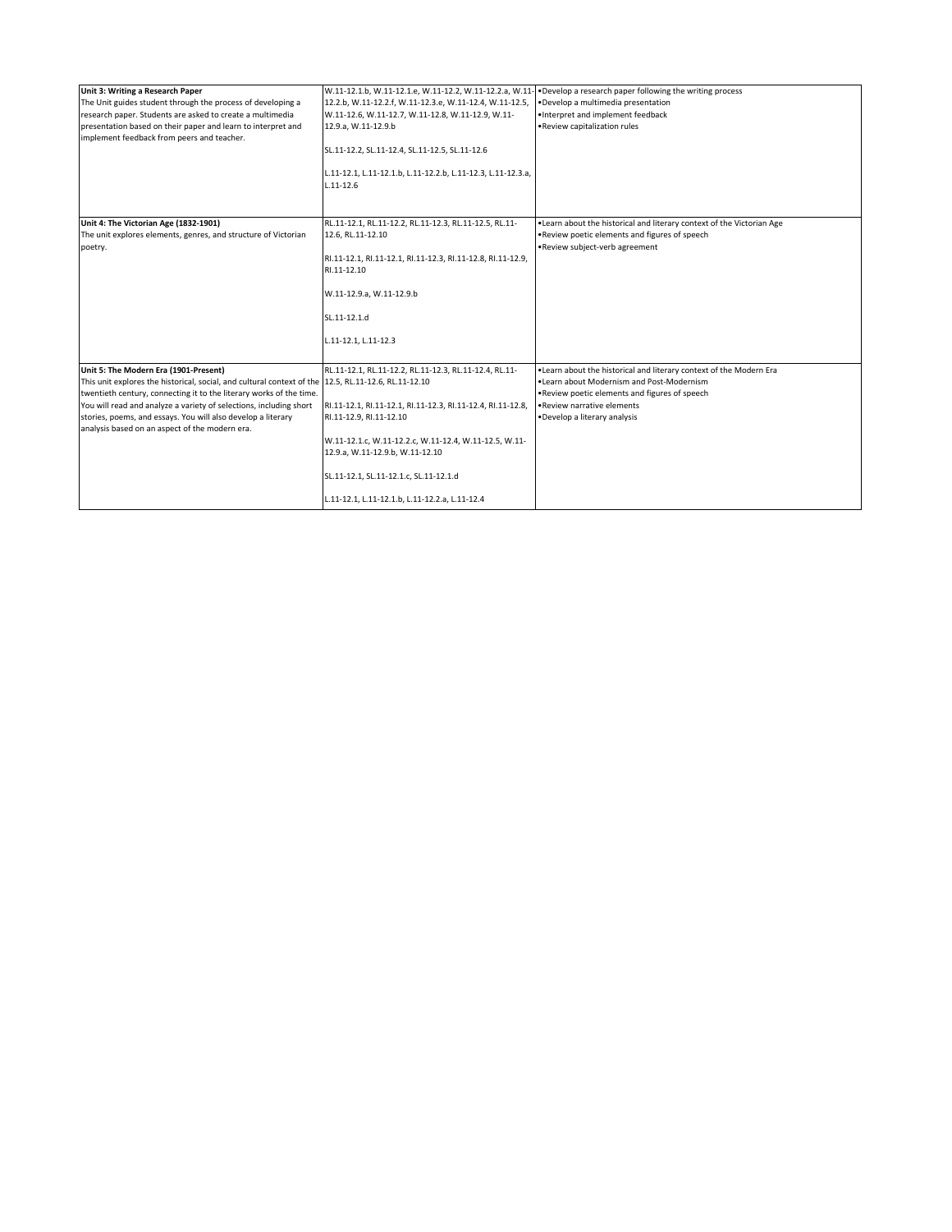| | | |
|---|---|---|
| **Unit 3: Writing a Research Paper**<br>The Unit guides student through the process of developing a research paper. Students are asked to create a multimedia presentation based on their paper and learn to interpret and implement feedback from peers and teacher. | W.11-12.1.b, W.11-12.1.e, W.11-12.2, W.11-12.2.a, W.11-12.2.b, W.11-12.2.f, W.11-12.3.e, W.11-12.4, W.11-12.5, W.11-12.6, W.11-12.7, W.11-12.8, W.11-12.9, W.11-12.9.a, W.11-12.9.b<br><br>SL.11-12.2, SL.11-12.4, SL.11-12.5, SL.11-12.6<br><br>L.11-12.1, L.11-12.1.b, L.11-12.2.b, L.11-12.3, L.11-12.3.a, L.11-12.6 | •Develop a research paper following the writing process<br>•Develop a multimedia presentation<br>•Interpret and implement feedback<br>•Review capitalization rules |
| **Unit 4: The Victorian Age (1832-1901)**<br>The unit explores elements, genres, and structure of Victorian poetry. | RL.11-12.1, RL.11-12.2, RL.11-12.3, RL.11-12.5, RL.11-12.6, RL.11-12.10<br><br>RI.11-12.1, RI.11-12.1, RI.11-12.3, RI.11-12.8, RI.11-12.9, RI.11-12.10<br><br>W.11-12.9.a, W.11-12.9.b<br><br>SL.11-12.1.d<br><br>L.11-12.1, L.11-12.3 | •Learn about the historical and literary context of the Victorian Age<br>•Review poetic elements and figures of speech<br>•Review subject-verb agreement |
| **Unit 5: The Modern Era (1901-Present)**<br>This unit explores the historical, social, and cultural context of the twentieth century, connecting it to the literary works of the time. You will read and analyze a variety of selections, including short stories, poems, and essays. You will also develop a literary analysis based on an aspect of the modern era. | RL.11-12.1, RL.11-12.2, RL.11-12.3, RL.11-12.4, RL.11-12.5, RL.11-12.6, RL.11-12.10<br><br>RI.11-12.1, RI.11-12.1, RI.11-12.3, RI.11-12.4, RI.11-12.8, RI.11-12.9, RI.11-12.10<br><br>W.11-12.1.c, W.11-12.2.c, W.11-12.4, W.11-12.5, W.11-12.9.a, W.11-12.9.b, W.11-12.10<br><br>SL.11-12.1, SL.11-12.1.c, SL.11-12.1.d<br><br>L.11-12.1, L.11-12.1.b, L.11-12.2.a, L.11-12.4 | •Learn about the historical and literary context of the Modern Era<br>•Learn about Modernism and Post-Modernism<br>•Review poetic elements and figures of speech<br>•Review narrative elements<br>•Develop a literary analysis |